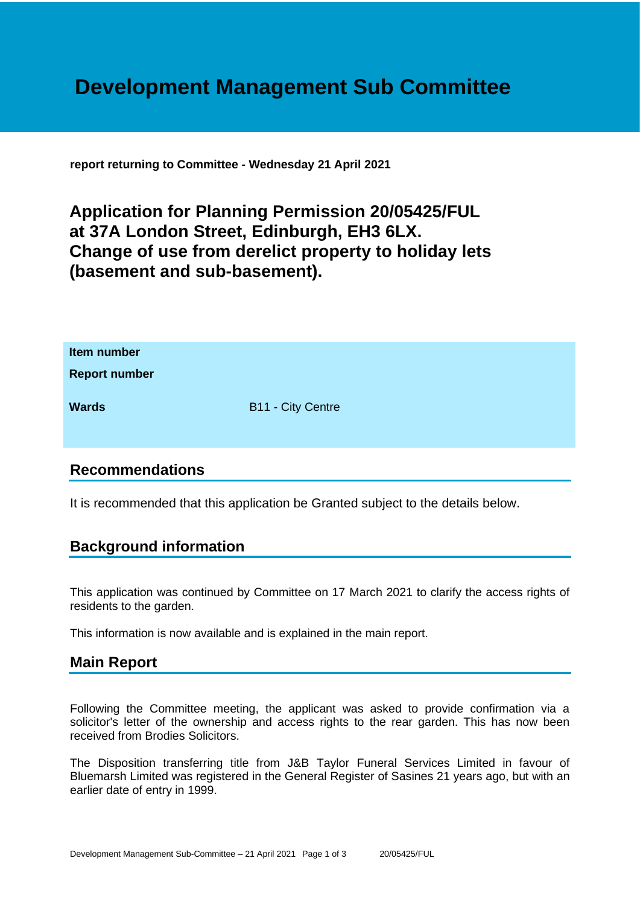# Development Management Sub Committee

**report returning to Committee - Wednesday 21 April 2021**

## Application for Planning Permission 20/05425/FUL at 37A London Street, Edinburgh, EH3 6LX. Change of use from derelict property to holiday lets (basement and sub-basement).

| | |
|---|---|
| **Item number** | |
| **Report number** | |
| **Wards** | B11 - City Centre |

## Recommendations

It is recommended that this application be Granted subject to the details below.

## Background information

This application was continued by Committee on 17 March 2021 to clarify the access rights of residents to the garden.

This information is now available and is explained in the main report.

## Main Report

Following the Committee meeting, the applicant was asked to provide confirmation via a solicitor's letter of the ownership and access rights to the rear garden. This has now been received from Brodies Solicitors.

The Disposition transferring title from J&B Taylor Funeral Services Limited in favour of Bluemarsh Limited was registered in the General Register of Sasines 21 years ago, but with an earlier date of entry in 1999.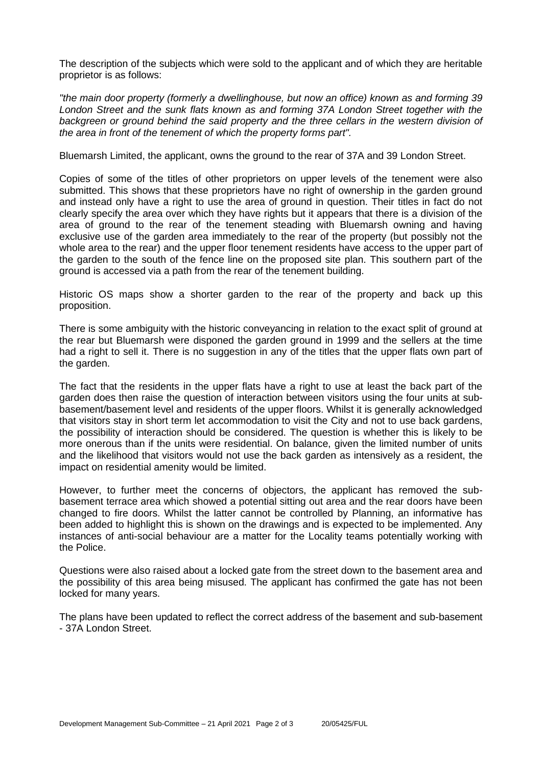The description of the subjects which were sold to the applicant and of which they are heritable proprietor is as follows:

*"the main door property (formerly a dwellinghouse, but now an office) known as and forming 39 London Street and the sunk flats known as and forming 37A London Street together with the backgreen or ground behind the said property and the three cellars in the western division of the area in front of the tenement of which the property forms part".*

Bluemarsh Limited, the applicant, owns the ground to the rear of 37A and 39 London Street.

Copies of some of the titles of other proprietors on upper levels of the tenement were also submitted. This shows that these proprietors have no right of ownership in the garden ground and instead only have a right to use the area of ground in question. Their titles in fact do not clearly specify the area over which they have rights but it appears that there is a division of the area of ground to the rear of the tenement steading with Bluemarsh owning and having exclusive use of the garden area immediately to the rear of the property (but possibly not the whole area to the rear) and the upper floor tenement residents have access to the upper part of the garden to the south of the fence line on the proposed site plan. This southern part of the ground is accessed via a path from the rear of the tenement building.

Historic OS maps show a shorter garden to the rear of the property and back up this proposition.

There is some ambiguity with the historic conveyancing in relation to the exact split of ground at the rear but Bluemarsh were disponed the garden ground in 1999 and the sellers at the time had a right to sell it. There is no suggestion in any of the titles that the upper flats own part of the garden.

The fact that the residents in the upper flats have a right to use at least the back part of the garden does then raise the question of interaction between visitors using the four units at sub-basement/basement level and residents of the upper floors. Whilst it is generally acknowledged that visitors stay in short term let accommodation to visit the City and not to use back gardens, the possibility of interaction should be considered. The question is whether this is likely to be more onerous than if the units were residential. On balance, given the limited number of units and the likelihood that visitors would not use the back garden as intensively as a resident, the impact on residential amenity would be limited.

However, to further meet the concerns of objectors, the applicant has removed the sub-basement terrace area which showed a potential sitting out area and the rear doors have been changed to fire doors. Whilst the latter cannot be controlled by Planning, an informative has been added to highlight this is shown on the drawings and is expected to be implemented. Any instances of anti-social behaviour are a matter for the Locality teams potentially working with the Police.

Questions were also raised about a locked gate from the street down to the basement area and the possibility of this area being misused. The applicant has confirmed the gate has not been locked for many years.

The plans have been updated to reflect the correct address of the basement and sub-basement - 37A London Street.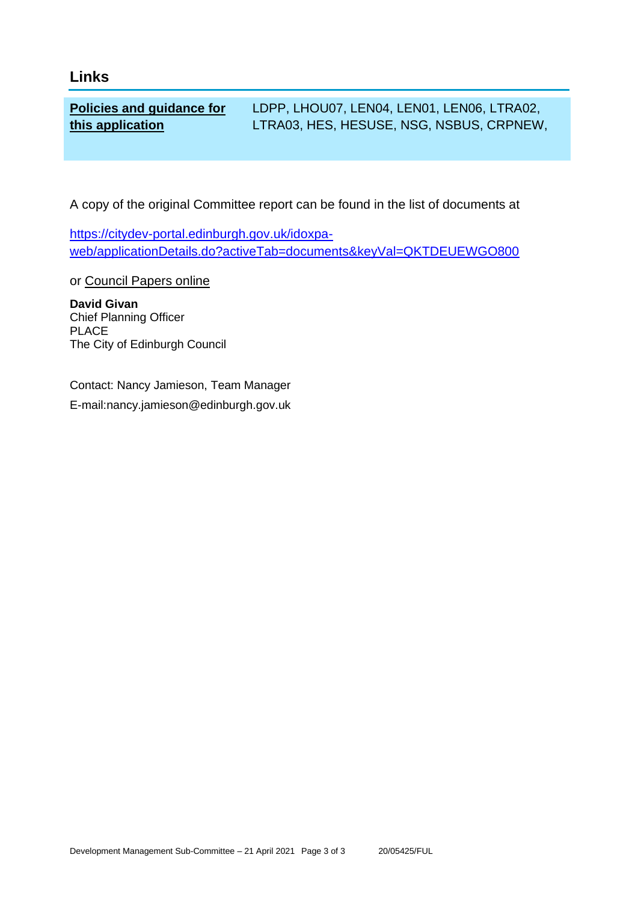## Links

| | |
|---|---|
| **Policies and guidance for this application** | LDPP, LHOU07, LEN04, LEN01, LEN06, LTRA02, LTRA03, HES, HESUSE, NSG, NSBUS, CRPNEW, |

A copy of the original Committee report can be found in the list of documents at

https://citydev-portal.edinburgh.gov.uk/idoxpa-web/applicationDetails.do?activeTab=documents&keyVal=QKTDEUEWGO800

or Council Papers online

**David Givan**
Chief Planning Officer
PLACE
The City of Edinburgh Council

Contact: Nancy Jamieson, Team Manager

E-mail:nancy.jamieson@edinburgh.gov.uk